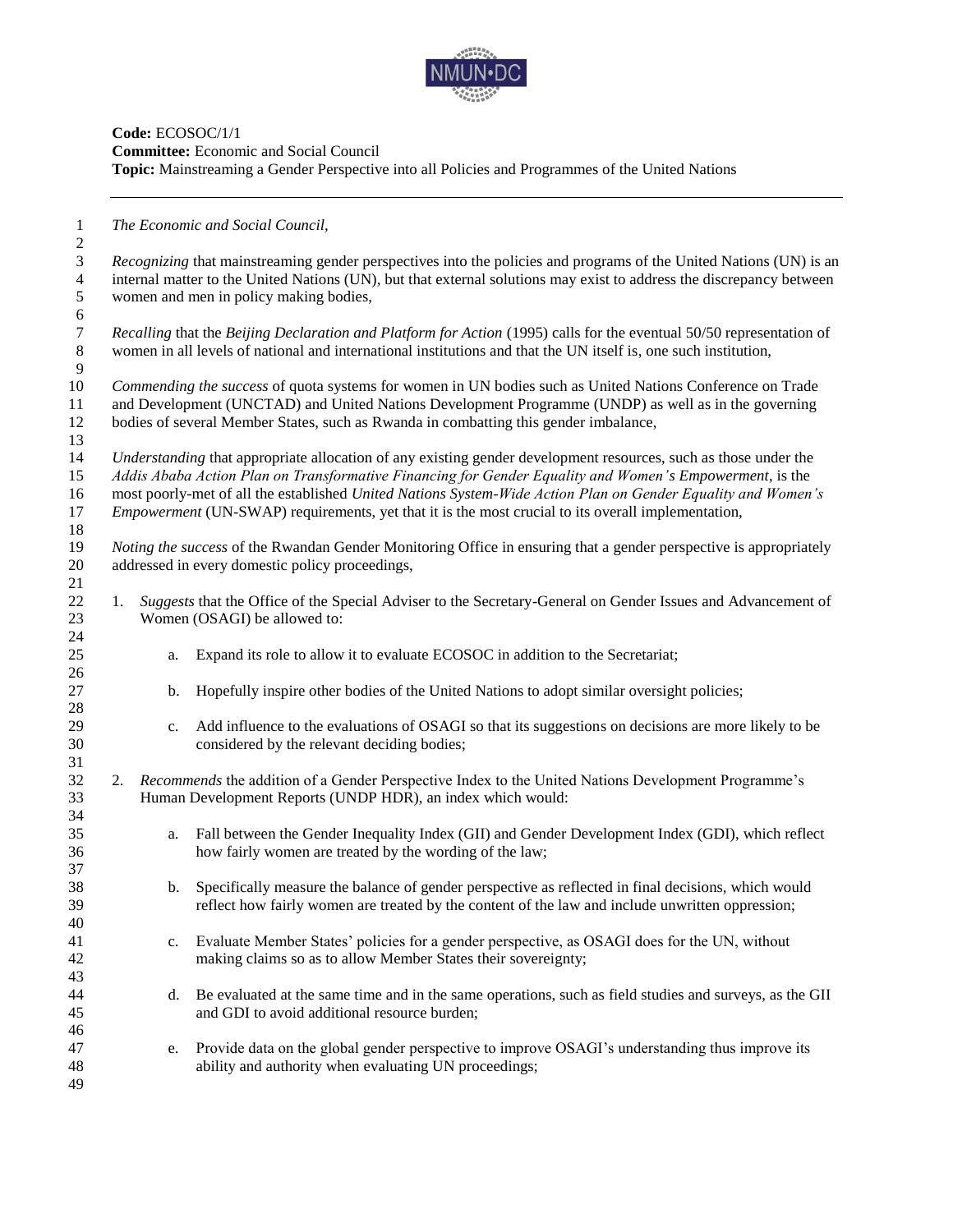**Code:** ECOSOC/1/1
**Committee:** Economic and Social Council
**Topic:** Mainstreaming a Gender Perspective into all Policies and Programmes of the United Nations

---

*The Economic and Social Council,*

*Recognizing* that mainstreaming gender perspectives into the policies and programs of the United Nations (UN) is an internal matter to the United Nations (UN), but that external solutions may exist to address the discrepancy between women and men in policy making bodies,

*Recalling* that the *Beijing Declaration and Platform for Action* (1995) calls for the eventual 50/50 representation of women in all levels of national and international institutions and that the UN itself is, one such institution,

*Commending the success* of quota systems for women in UN bodies such as United Nations Conference on Trade and Development (UNCTAD) and United Nations Development Programme (UNDP) as well as in the governing bodies of several Member States, such as Rwanda in combatting this gender imbalance,

*Understanding* that appropriate allocation of any existing gender development resources, such as those under the *Addis Ababa Action Plan on Transformative Financing for Gender Equality and Women's Empowerment*, is the most poorly-met of all the established *United Nations System-Wide Action Plan on Gender Equality and Women's Empowerment* (UN-SWAP) requirements, yet that it is the most crucial to its overall implementation,

*Noting the success* of the Rwandan Gender Monitoring Office in ensuring that a gender perspective is appropriately addressed in every domestic policy proceedings,

1. *Suggests* that the Office of the Special Adviser to the Secretary-General on Gender Issues and Advancement of Women (OSAGI) be allowed to:

    a. Expand its role to allow it to evaluate ECOSOC in addition to the Secretariat;

    b. Hopefully inspire other bodies of the United Nations to adopt similar oversight policies;

    c. Add influence to the evaluations of OSAGI so that its suggestions on decisions are more likely to be considered by the relevant deciding bodies;

2. *Recommends* the addition of a Gender Perspective Index to the United Nations Development Programme's Human Development Reports (UNDP HDR), an index which would:

    a. Fall between the Gender Inequality Index (GII) and Gender Development Index (GDI), which reflect how fairly women are treated by the wording of the law;

    b. Specifically measure the balance of gender perspective as reflected in final decisions, which would reflect how fairly women are treated by the content of the law and include unwritten oppression;

    c. Evaluate Member States' policies for a gender perspective, as OSAGI does for the UN, without making claims so as to allow Member States their sovereignty;

    d. Be evaluated at the same time and in the same operations, such as field studies and surveys, as the GII and GDI to avoid additional resource burden;

    e. Provide data on the global gender perspective to improve OSAGI's understanding thus improve its ability and authority when evaluating UN proceedings;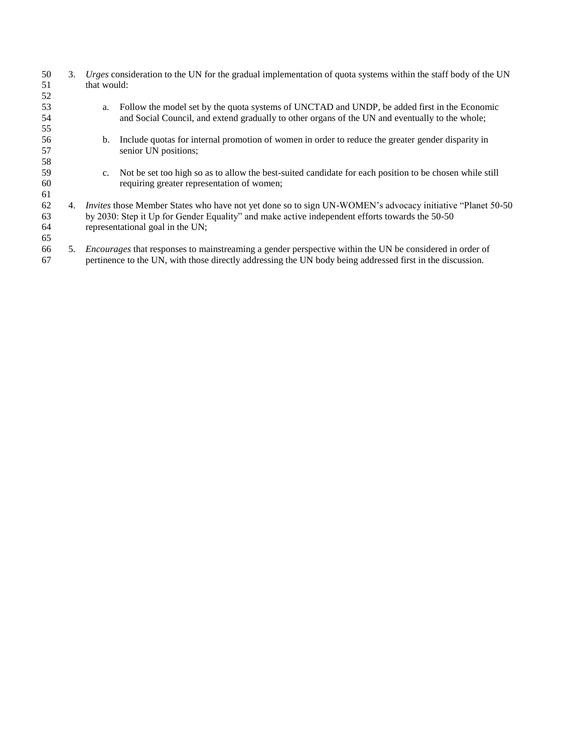3. *Urges* consideration to the UN for the gradual implementation of quota systems within the staff body of the UN that would:

    a. Follow the model set by the quota systems of UNCTAD and UNDP, be added first in the Economic and Social Council, and extend gradually to other organs of the UN and eventually to the whole;

    b. Include quotas for internal promotion of women in order to reduce the greater gender disparity in senior UN positions;

    c. Not be set too high so as to allow the best-suited candidate for each position to be chosen while still requiring greater representation of women;

4. *Invites* those Member States who have not yet done so to sign UN-WOMEN's advocacy initiative "Planet 50-50 by 2030: Step it Up for Gender Equality" and make active independent efforts towards the 50-50 representational goal in the UN;

5. *Encourages* that responses to mainstreaming a gender perspective within the UN be considered in order of pertinence to the UN, with those directly addressing the UN body being addressed first in the discussion.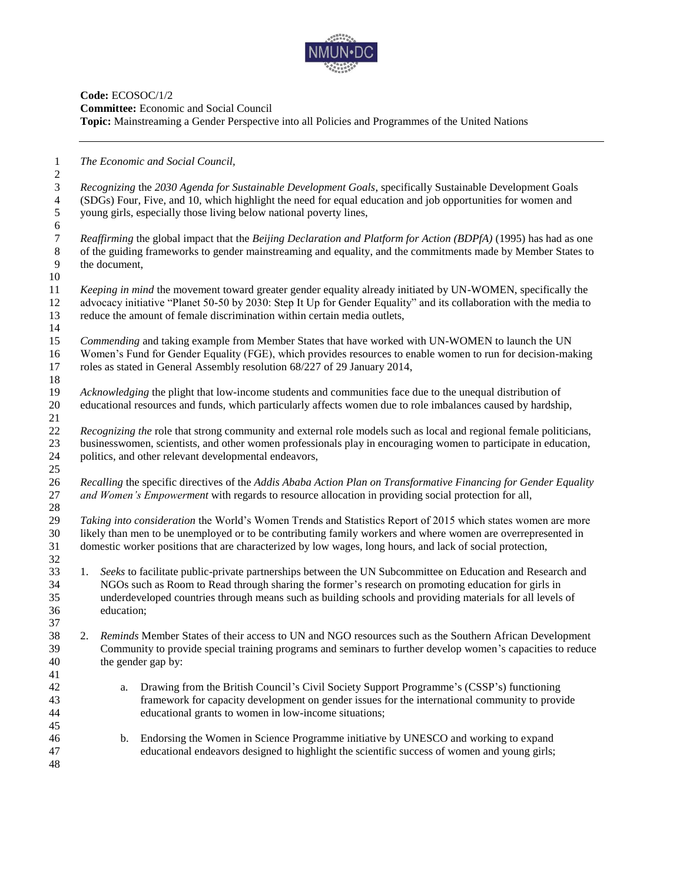**Code:** ECOSOC/1/2
**Committee:** Economic and Social Council
**Topic:** Mainstreaming a Gender Perspective into all Policies and Programmes of the United Nations

---

*The Economic and Social Council,*

*Recognizing* the *2030 Agenda for Sustainable Development Goals*, specifically Sustainable Development Goals (SDGs) Four, Five, and 10, which highlight the need for equal education and job opportunities for women and young girls, especially those living below national poverty lines,

*Reaffirming* the global impact that the *Beijing Declaration and Platform for Action (BDPfA)* (1995) has had as one of the guiding frameworks to gender mainstreaming and equality, and the commitments made by Member States to the document,

*Keeping in mind* the movement toward greater gender equality already initiated by UN-WOMEN, specifically the advocacy initiative "Planet 50-50 by 2030: Step It Up for Gender Equality" and its collaboration with the media to reduce the amount of female discrimination within certain media outlets,

*Commending* and taking example from Member States that have worked with UN-WOMEN to launch the UN Women's Fund for Gender Equality (FGE), which provides resources to enable women to run for decision-making roles as stated in General Assembly resolution 68/227 of 29 January 2014,

*Acknowledging* the plight that low-income students and communities face due to the unequal distribution of educational resources and funds, which particularly affects women due to role imbalances caused by hardship,

*Recognizing the* role that strong community and external role models such as local and regional female politicians, businesswomen, scientists, and other women professionals play in encouraging women to participate in education, politics, and other relevant developmental endeavors,

*Recalling* the specific directives of the *Addis Ababa Action Plan on Transformative Financing for Gender Equality and Women's Empowerment* with regards to resource allocation in providing social protection for all,

*Taking into consideration* the World's Women Trends and Statistics Report of 2015 which states women are more likely than men to be unemployed or to be contributing family workers and where women are overrepresented in domestic worker positions that are characterized by low wages, long hours, and lack of social protection,

1. *Seeks* to facilitate public-private partnerships between the UN Subcommittee on Education and Research and NGOs such as Room to Read through sharing the former's research on promoting education for girls in underdeveloped countries through means such as building schools and providing materials for all levels of education;

2. *Reminds* Member States of their access to UN and NGO resources such as the Southern African Development Community to provide special training programs and seminars to further develop women's capacities to reduce the gender gap by:

    a. Drawing from the British Council's Civil Society Support Programme's (CSSP's) functioning framework for capacity development on gender issues for the international community to provide educational grants to women in low-income situations;

    b. Endorsing the Women in Science Programme initiative by UNESCO and working to expand educational endeavors designed to highlight the scientific success of women and young girls;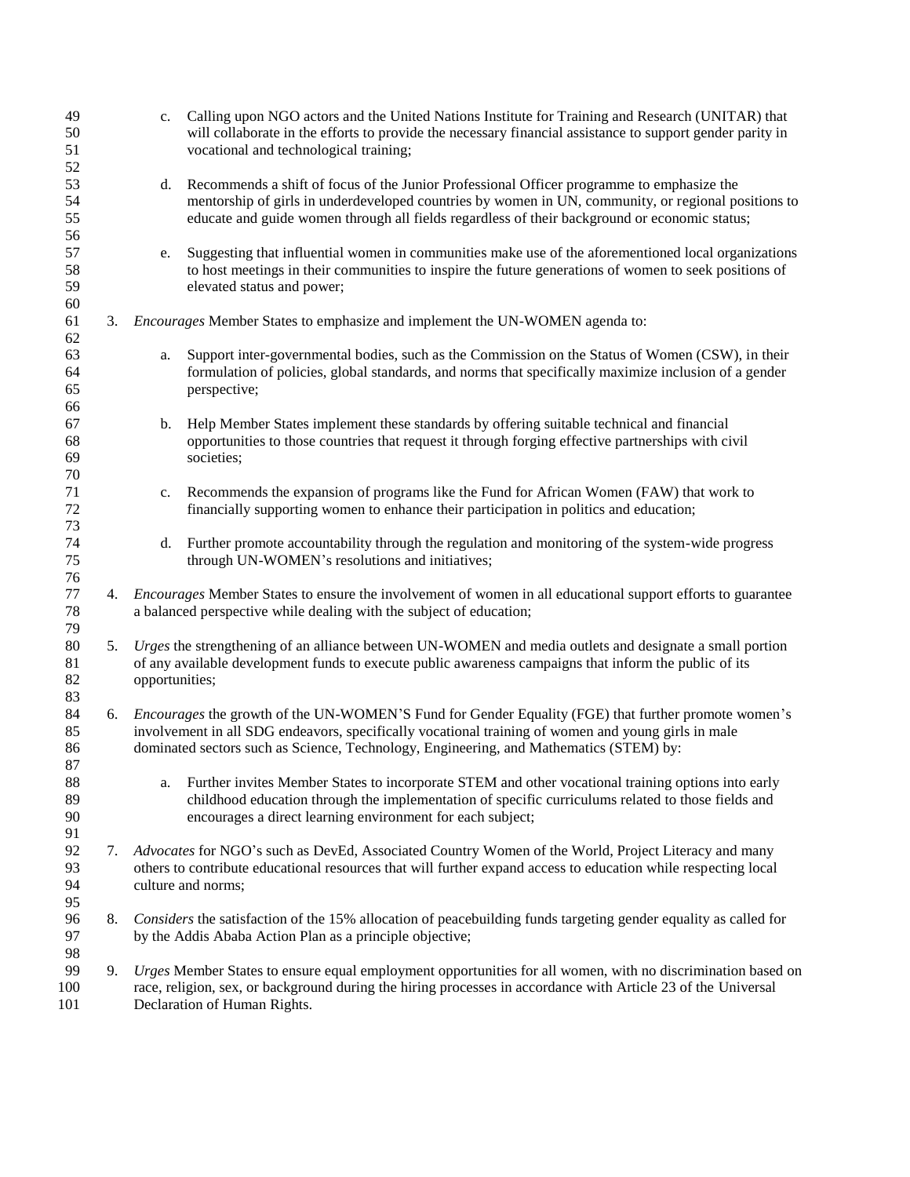c. Calling upon NGO actors and the United Nations Institute for Training and Research (UNITAR) that will collaborate in the efforts to provide the necessary financial assistance to support gender parity in vocational and technological training;

d. Recommends a shift of focus of the Junior Professional Officer programme to emphasize the mentorship of girls in underdeveloped countries by women in UN, community, or regional positions to educate and guide women through all fields regardless of their background or economic status;

e. Suggesting that influential women in communities make use of the aforementioned local organizations to host meetings in their communities to inspire the future generations of women to seek positions of elevated status and power;

3. *Encourages* Member States to emphasize and implement the UN-WOMEN agenda to:

   a. Support inter-governmental bodies, such as the Commission on the Status of Women (CSW), in their formulation of policies, global standards, and norms that specifically maximize inclusion of a gender perspective;

   b. Help Member States implement these standards by offering suitable technical and financial opportunities to those countries that request it through forging effective partnerships with civil societies;

   c. Recommends the expansion of programs like the Fund for African Women (FAW) that work to financially supporting women to enhance their participation in politics and education;

   d. Further promote accountability through the regulation and monitoring of the system-wide progress through UN-WOMEN's resolutions and initiatives;

4. *Encourages* Member States to ensure the involvement of women in all educational support efforts to guarantee a balanced perspective while dealing with the subject of education;

5. *Urges* the strengthening of an alliance between UN-WOMEN and media outlets and designate a small portion of any available development funds to execute public awareness campaigns that inform the public of its opportunities;

6. *Encourages* the growth of the UN-WOMEN'S Fund for Gender Equality (FGE) that further promote women's involvement in all SDG endeavors, specifically vocational training of women and young girls in male dominated sectors such as Science, Technology, Engineering, and Mathematics (STEM) by:

   a. Further invites Member States to incorporate STEM and other vocational training options into early childhood education through the implementation of specific curriculums related to those fields and encourages a direct learning environment for each subject;

7. *Advocates* for NGO's such as DevEd, Associated Country Women of the World, Project Literacy and many others to contribute educational resources that will further expand access to education while respecting local culture and norms;

8. *Considers* the satisfaction of the 15% allocation of peacebuilding funds targeting gender equality as called for by the Addis Ababa Action Plan as a principle objective;

9. *Urges* Member States to ensure equal employment opportunities for all women, with no discrimination based on race, religion, sex, or background during the hiring processes in accordance with Article 23 of the Universal Declaration of Human Rights.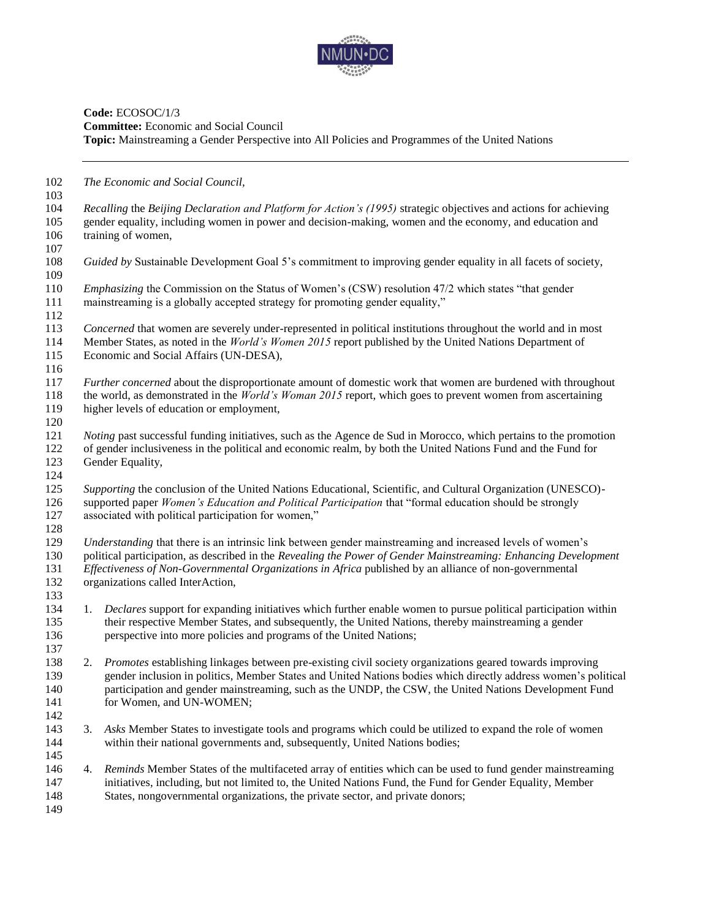**Code:** ECOSOC/1/3
**Committee:** Economic and Social Council
**Topic:** Mainstreaming a Gender Perspective into All Policies and Programmes of the United Nations

---

*The Economic and Social Council,*

*Recalling* the *Beijing Declaration and Platform for Action's (1995)* strategic objectives and actions for achieving gender equality, including women in power and decision-making, women and the economy, and education and training of women,

*Guided by* Sustainable Development Goal 5's commitment to improving gender equality in all facets of society,

*Emphasizing* the Commission on the Status of Women's (CSW) resolution 47/2 which states "that gender mainstreaming is a globally accepted strategy for promoting gender equality,"

*Concerned* that women are severely under-represented in political institutions throughout the world and in most Member States, as noted in the *World's Women 2015* report published by the United Nations Department of Economic and Social Affairs (UN-DESA),

*Further concerned* about the disproportionate amount of domestic work that women are burdened with throughout the world, as demonstrated in the *World's Woman 2015* report, which goes to prevent women from ascertaining higher levels of education or employment,

*Noting* past successful funding initiatives, such as the Agence de Sud in Morocco, which pertains to the promotion of gender inclusiveness in the political and economic realm, by both the United Nations Fund and the Fund for Gender Equality,

*Supporting* the conclusion of the United Nations Educational, Scientific, and Cultural Organization (UNESCO)-supported paper *Women's Education and Political Participation* that "formal education should be strongly associated with political participation for women,"

*Understanding* that there is an intrinsic link between gender mainstreaming and increased levels of women's political participation, as described in the *Revealing the Power of Gender Mainstreaming: Enhancing Development Effectiveness of Non-Governmental Organizations in Africa* published by an alliance of non-governmental organizations called InterAction,

1. *Declares* support for expanding initiatives which further enable women to pursue political participation within their respective Member States, and subsequently, the United Nations, thereby mainstreaming a gender perspective into more policies and programs of the United Nations;

2. *Promotes* establishing linkages between pre-existing civil society organizations geared towards improving gender inclusion in politics, Member States and United Nations bodies which directly address women's political participation and gender mainstreaming, such as the UNDP, the CSW, the United Nations Development Fund for Women, and UN-WOMEN;

3. *Asks* Member States to investigate tools and programs which could be utilized to expand the role of women within their national governments and, subsequently, United Nations bodies;

4. *Reminds* Member States of the multifaceted array of entities which can be used to fund gender mainstreaming initiatives, including, but not limited to, the United Nations Fund, the Fund for Gender Equality, Member States, nongovernmental organizations, the private sector, and private donors;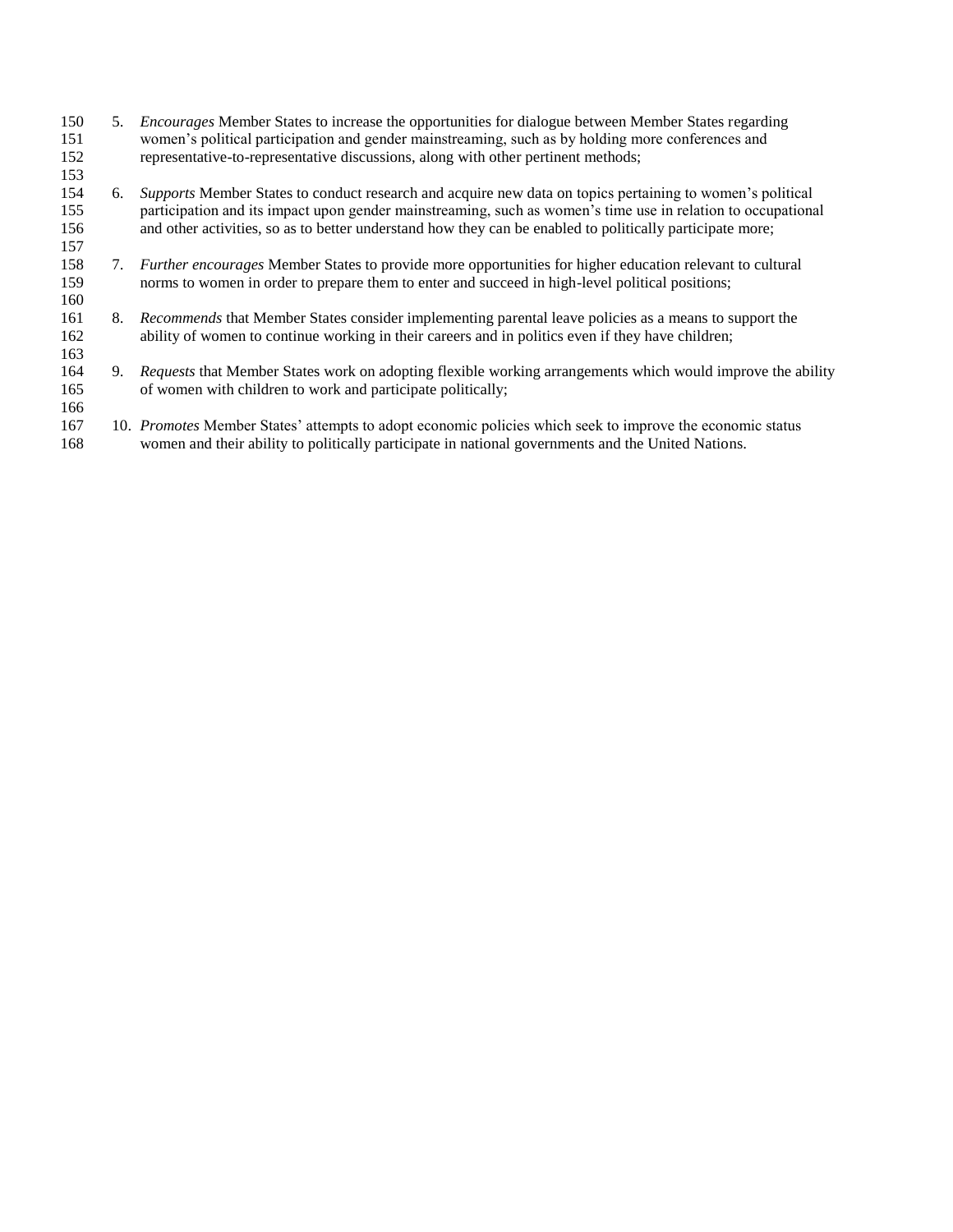5. *Encourages* Member States to increase the opportunities for dialogue between Member States regarding women's political participation and gender mainstreaming, such as by holding more conferences and representative-to-representative discussions, along with other pertinent methods;

6. *Supports* Member States to conduct research and acquire new data on topics pertaining to women's political participation and its impact upon gender mainstreaming, such as women's time use in relation to occupational and other activities, so as to better understand how they can be enabled to politically participate more;

7. *Further encourages* Member States to provide more opportunities for higher education relevant to cultural norms to women in order to prepare them to enter and succeed in high-level political positions;

8. *Recommends* that Member States consider implementing parental leave policies as a means to support the ability of women to continue working in their careers and in politics even if they have children;

9. *Requests* that Member States work on adopting flexible working arrangements which would improve the ability of women with children to work and participate politically;

10. *Promotes* Member States' attempts to adopt economic policies which seek to improve the economic status women and their ability to politically participate in national governments and the United Nations.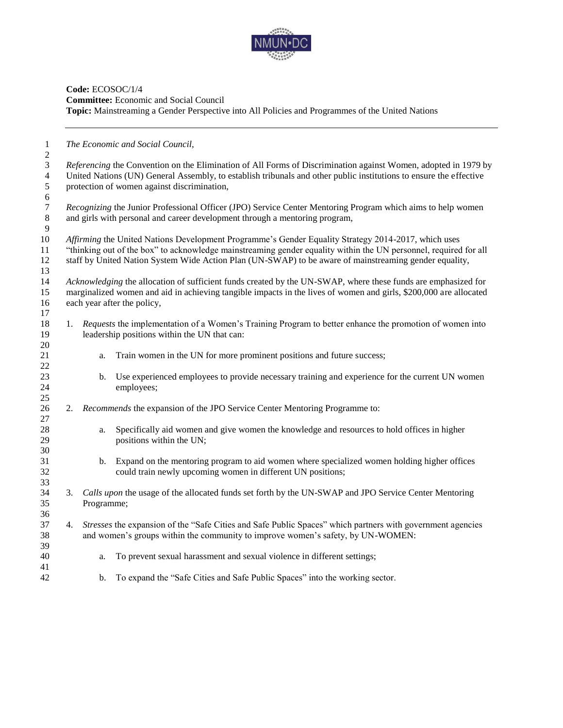**Code:** ECOSOC/1/4
**Committee:** Economic and Social Council
**Topic:** Mainstreaming a Gender Perspective into All Policies and Programmes of the United Nations

---

*The Economic and Social Council,*

*Referencing* the Convention on the Elimination of All Forms of Discrimination against Women, adopted in 1979 by United Nations (UN) General Assembly, to establish tribunals and other public institutions to ensure the effective protection of women against discrimination,

*Recognizing* the Junior Professional Officer (JPO) Service Center Mentoring Program which aims to help women and girls with personal and career development through a mentoring program,

*Affirming* the United Nations Development Programme's Gender Equality Strategy 2014-2017, which uses "thinking out of the box" to acknowledge mainstreaming gender equality within the UN personnel, required for all staff by United Nation System Wide Action Plan (UN-SWAP) to be aware of mainstreaming gender equality,

*Acknowledging* the allocation of sufficient funds created by the UN-SWAP, where these funds are emphasized for marginalized women and aid in achieving tangible impacts in the lives of women and girls, $200,000 are allocated each year after the policy,

1. *Requests* the implementation of a Women's Training Program to better enhance the promotion of women into leadership positions within the UN that can:

    a. Train women in the UN for more prominent positions and future success;

    b. Use experienced employees to provide necessary training and experience for the current UN women employees;

2. *Recommends* the expansion of the JPO Service Center Mentoring Programme to:

    a. Specifically aid women and give women the knowledge and resources to hold offices in higher positions within the UN;

    b. Expand on the mentoring program to aid women where specialized women holding higher offices could train newly upcoming women in different UN positions;

3. *Calls upon* the usage of the allocated funds set forth by the UN-SWAP and JPO Service Center Mentoring Programme;

4. *Stresses* the expansion of the "Safe Cities and Safe Public Spaces" which partners with government agencies and women's groups within the community to improve women's safety, by UN-WOMEN:

    a. To prevent sexual harassment and sexual violence in different settings;

    b. To expand the "Safe Cities and Safe Public Spaces" into the working sector.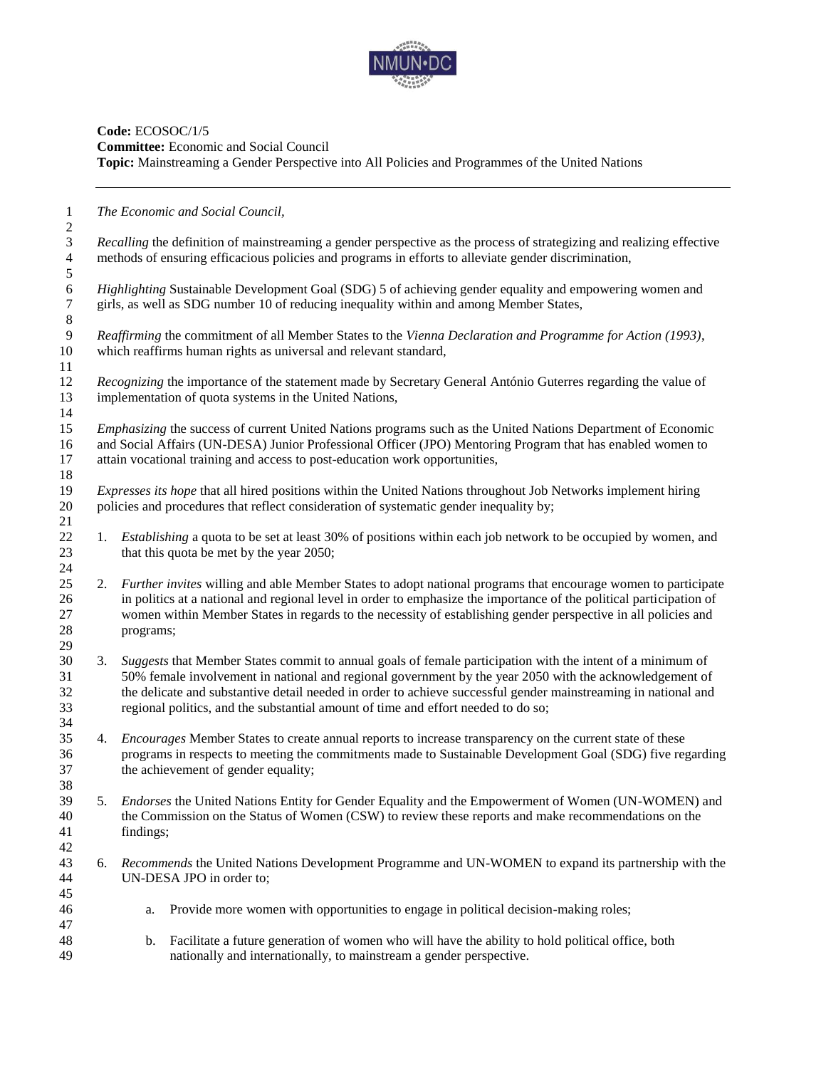**Code:** ECOSOC/1/5
**Committee:** Economic and Social Council
**Topic:** Mainstreaming a Gender Perspective into All Policies and Programmes of the United Nations

---

*The Economic and Social Council,*

*Recalling* the definition of mainstreaming a gender perspective as the process of strategizing and realizing effective methods of ensuring efficacious policies and programs in efforts to alleviate gender discrimination,

*Highlighting* Sustainable Development Goal (SDG) 5 of achieving gender equality and empowering women and girls, as well as SDG number 10 of reducing inequality within and among Member States,

*Reaffirming* the commitment of all Member States to the *Vienna Declaration and Programme for Action (1993)*, which reaffirms human rights as universal and relevant standard,

*Recognizing* the importance of the statement made by Secretary General António Guterres regarding the value of implementation of quota systems in the United Nations,

*Emphasizing* the success of current United Nations programs such as the United Nations Department of Economic and Social Affairs (UN-DESA) Junior Professional Officer (JPO) Mentoring Program that has enabled women to attain vocational training and access to post-education work opportunities,

*Expresses its hope* that all hired positions within the United Nations throughout Job Networks implement hiring policies and procedures that reflect consideration of systematic gender inequality by;

1. *Establishing* a quota to be set at least 30% of positions within each job network to be occupied by women, and that this quota be met by the year 2050;

2. *Further invites* willing and able Member States to adopt national programs that encourage women to participate in politics at a national and regional level in order to emphasize the importance of the political participation of women within Member States in regards to the necessity of establishing gender perspective in all policies and programs;

3. *Suggests* that Member States commit to annual goals of female participation with the intent of a minimum of 50% female involvement in national and regional government by the year 2050 with the acknowledgement of the delicate and substantive detail needed in order to achieve successful gender mainstreaming in national and regional politics, and the substantial amount of time and effort needed to do so;

4. *Encourages* Member States to create annual reports to increase transparency on the current state of these programs in respects to meeting the commitments made to Sustainable Development Goal (SDG) five regarding the achievement of gender equality;

5. *Endorses* the United Nations Entity for Gender Equality and the Empowerment of Women (UN-WOMEN) and the Commission on the Status of Women (CSW) to review these reports and make recommendations on the findings;

6. *Recommends* the United Nations Development Programme and UN-WOMEN to expand its partnership with the UN-DESA JPO in order to;

    a. Provide more women with opportunities to engage in political decision-making roles;

    b. Facilitate a future generation of women who will have the ability to hold political office, both nationally and internationally, to mainstream a gender perspective.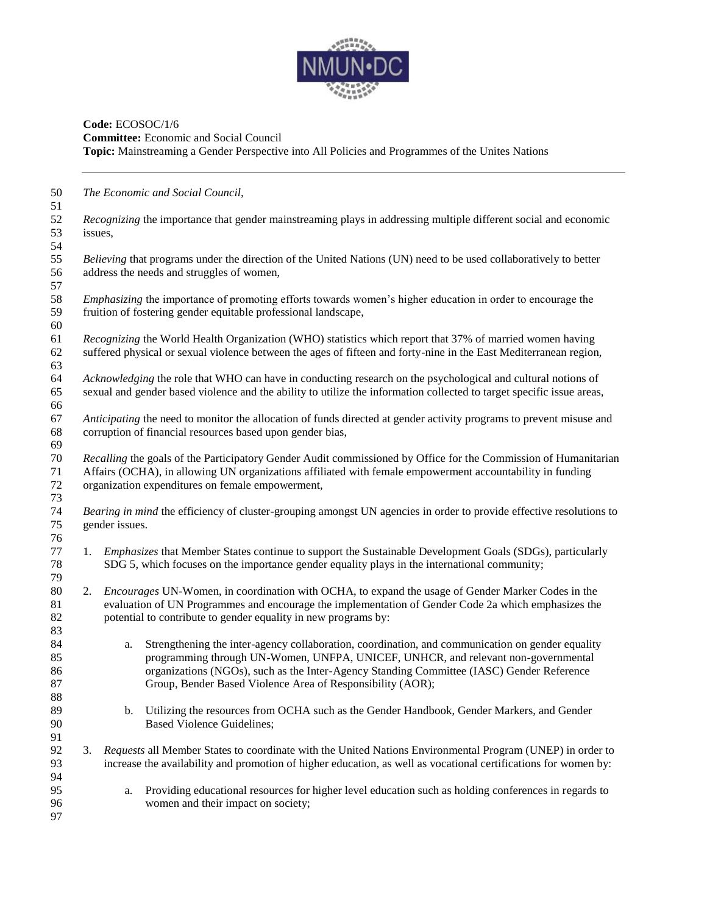**Code:** ECOSOC/1/6
**Committee:** Economic and Social Council
**Topic:** Mainstreaming a Gender Perspective into All Policies and Programmes of the Unites Nations

---

*The Economic and Social Council*,

*Recognizing* the importance that gender mainstreaming plays in addressing multiple different social and economic issues,

*Believing* that programs under the direction of the United Nations (UN) need to be used collaboratively to better address the needs and struggles of women,

*Emphasizing* the importance of promoting efforts towards women's higher education in order to encourage the fruition of fostering gender equitable professional landscape,

*Recognizing* the World Health Organization (WHO) statistics which report that 37% of married women having suffered physical or sexual violence between the ages of fifteen and forty-nine in the East Mediterranean region,

*Acknowledging* the role that WHO can have in conducting research on the psychological and cultural notions of sexual and gender based violence and the ability to utilize the information collected to target specific issue areas,

*Anticipating* the need to monitor the allocation of funds directed at gender activity programs to prevent misuse and corruption of financial resources based upon gender bias,

*Recalling* the goals of the Participatory Gender Audit commissioned by Office for the Commission of Humanitarian Affairs (OCHA), in allowing UN organizations affiliated with female empowerment accountability in funding organization expenditures on female empowerment,

*Bearing in mind* the efficiency of cluster-grouping amongst UN agencies in order to provide effective resolutions to gender issues.

1. *Emphasizes* that Member States continue to support the Sustainable Development Goals (SDGs), particularly SDG 5, which focuses on the importance gender equality plays in the international community;

2. *Encourages* UN-Women, in coordination with OCHA, to expand the usage of Gender Marker Codes in the evaluation of UN Programmes and encourage the implementation of Gender Code 2a which emphasizes the potential to contribute to gender equality in new programs by:

    a. Strengthening the inter-agency collaboration, coordination, and communication on gender equality programming through UN-Women, UNFPA, UNICEF, UNHCR, and relevant non-governmental organizations (NGOs), such as the Inter-Agency Standing Committee (IASC) Gender Reference Group, Bender Based Violence Area of Responsibility (AOR);

    b. Utilizing the resources from OCHA such as the Gender Handbook, Gender Markers, and Gender Based Violence Guidelines;

3. *Requests* all Member States to coordinate with the United Nations Environmental Program (UNEP) in order to increase the availability and promotion of higher education, as well as vocational certifications for women by:

    a. Providing educational resources for higher level education such as holding conferences in regards to women and their impact on society;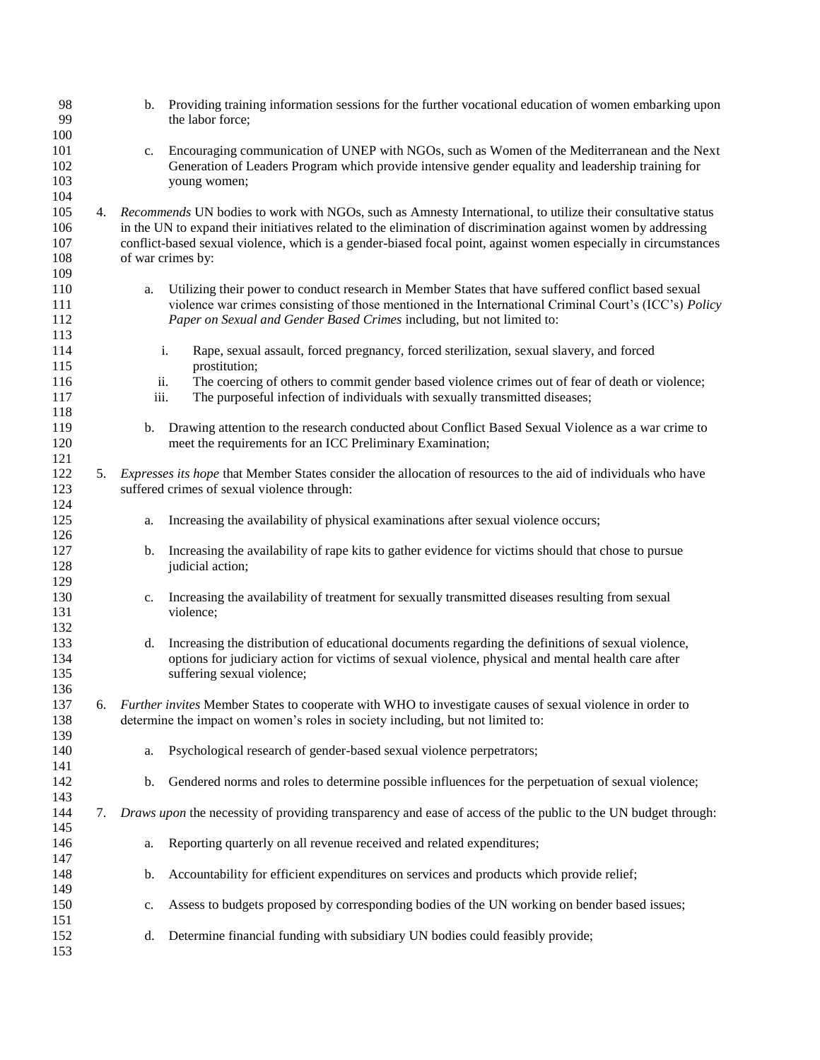b. Providing training information sessions for the further vocational education of women embarking upon the labor force;

c. Encouraging communication of UNEP with NGOs, such as Women of the Mediterranean and the Next Generation of Leaders Program which provide intensive gender equality and leadership training for young women;

4. *Recommends* UN bodies to work with NGOs, such as Amnesty International, to utilize their consultative status in the UN to expand their initiatives related to the elimination of discrimination against women by addressing conflict-based sexual violence, which is a gender-biased focal point, against women especially in circumstances of war crimes by:

   a. Utilizing their power to conduct research in Member States that have suffered conflict based sexual violence war crimes consisting of those mentioned in the International Criminal Court's (ICC's) *Policy Paper on Sexual and Gender Based Crimes* including, but not limited to:

      i. Rape, sexual assault, forced pregnancy, forced sterilization, sexual slavery, and forced prostitution;
      ii. The coercing of others to commit gender based violence crimes out of fear of death or violence;
      iii. The purposeful infection of individuals with sexually transmitted diseases;

   b. Drawing attention to the research conducted about Conflict Based Sexual Violence as a war crime to meet the requirements for an ICC Preliminary Examination;

5. *Expresses its hope* that Member States consider the allocation of resources to the aid of individuals who have suffered crimes of sexual violence through:

   a. Increasing the availability of physical examinations after sexual violence occurs;

   b. Increasing the availability of rape kits to gather evidence for victims should that chose to pursue judicial action;

   c. Increasing the availability of treatment for sexually transmitted diseases resulting from sexual violence;

   d. Increasing the distribution of educational documents regarding the definitions of sexual violence, options for judiciary action for victims of sexual violence, physical and mental health care after suffering sexual violence;

6. *Further invites* Member States to cooperate with WHO to investigate causes of sexual violence in order to determine the impact on women's roles in society including, but not limited to:

   a. Psychological research of gender-based sexual violence perpetrators;

   b. Gendered norms and roles to determine possible influences for the perpetuation of sexual violence;

7. *Draws upon* the necessity of providing transparency and ease of access of the public to the UN budget through:

   a. Reporting quarterly on all revenue received and related expenditures;

   b. Accountability for efficient expenditures on services and products which provide relief;

   c. Assess to budgets proposed by corresponding bodies of the UN working on bender based issues;

   d. Determine financial funding with subsidiary UN bodies could feasibly provide;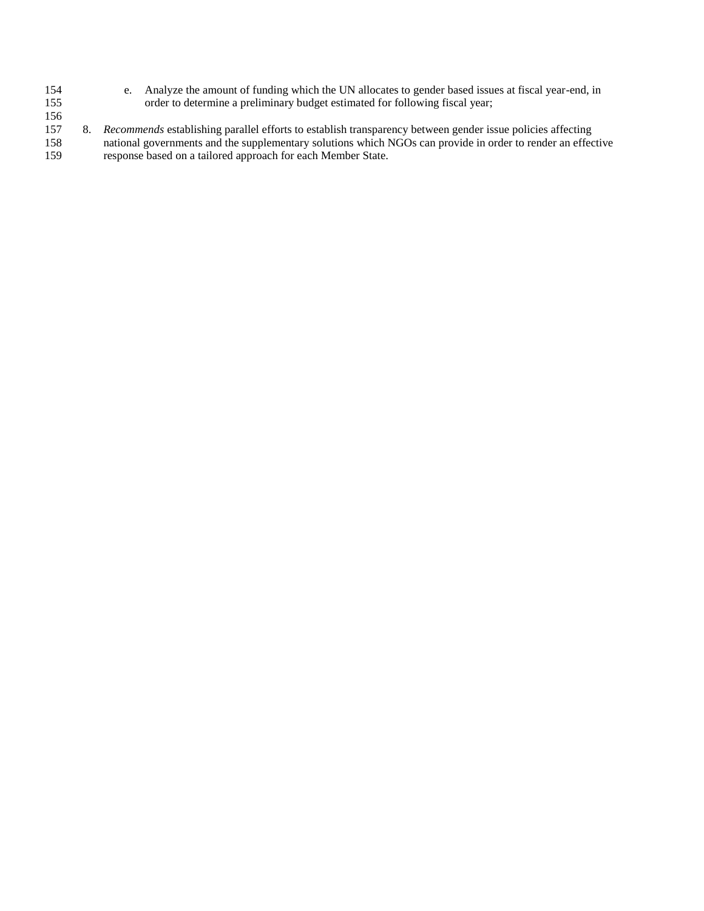e. Analyze the amount of funding which the UN allocates to gender based issues at fiscal year-end, in order to determine a preliminary budget estimated for following fiscal year;

8. *Recommends* establishing parallel efforts to establish transparency between gender issue policies affecting national governments and the supplementary solutions which NGOs can provide in order to render an effective response based on a tailored approach for each Member State.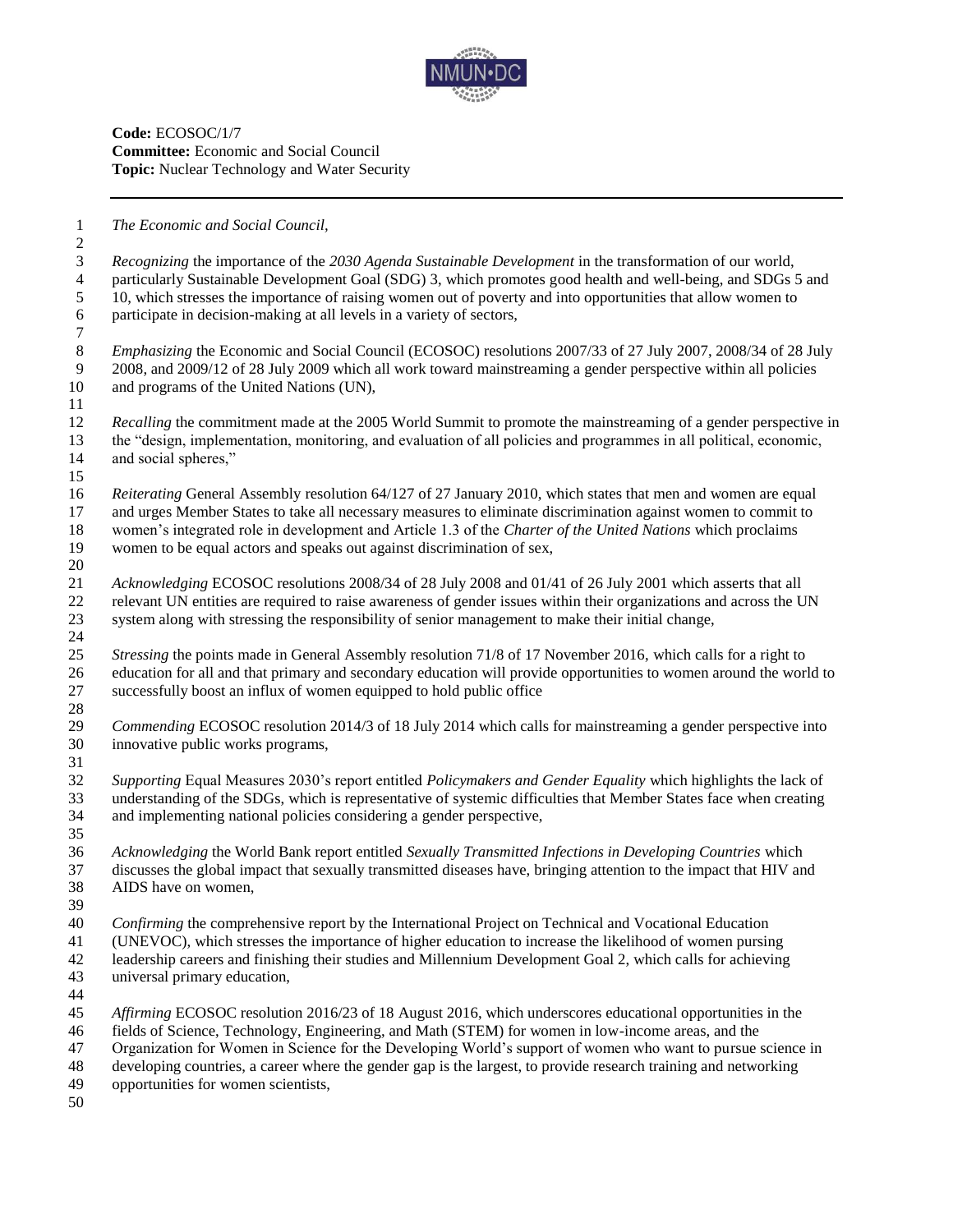**Code:** ECOSOC/1/7
**Committee:** Economic and Social Council
**Topic:** Nuclear Technology and Water Security

---

*The Economic and Social Council,*

*Recognizing* the importance of the *2030 Agenda Sustainable Development* in the transformation of our world, particularly Sustainable Development Goal (SDG) 3, which promotes good health and well-being, and SDGs 5 and 10, which stresses the importance of raising women out of poverty and into opportunities that allow women to participate in decision-making at all levels in a variety of sectors,

*Emphasizing* the Economic and Social Council (ECOSOC) resolutions 2007/33 of 27 July 2007, 2008/34 of 28 July 2008, and 2009/12 of 28 July 2009 which all work toward mainstreaming a gender perspective within all policies and programs of the United Nations (UN),

*Recalling* the commitment made at the 2005 World Summit to promote the mainstreaming of a gender perspective in the "design, implementation, monitoring, and evaluation of all policies and programmes in all political, economic, and social spheres,"

*Reiterating* General Assembly resolution 64/127 of 27 January 2010, which states that men and women are equal and urges Member States to take all necessary measures to eliminate discrimination against women to commit to women's integrated role in development and Article 1.3 of the *Charter of the United Nations* which proclaims women to be equal actors and speaks out against discrimination of sex,

*Acknowledging* ECOSOC resolutions 2008/34 of 28 July 2008 and 01/41 of 26 July 2001 which asserts that all relevant UN entities are required to raise awareness of gender issues within their organizations and across the UN system along with stressing the responsibility of senior management to make their initial change,

*Stressing* the points made in General Assembly resolution 71/8 of 17 November 2016, which calls for a right to education for all and that primary and secondary education will provide opportunities to women around the world to successfully boost an influx of women equipped to hold public office

*Commending* ECOSOC resolution 2014/3 of 18 July 2014 which calls for mainstreaming a gender perspective into innovative public works programs,

*Supporting* Equal Measures 2030's report entitled *Policymakers and Gender Equality* which highlights the lack of understanding of the SDGs, which is representative of systemic difficulties that Member States face when creating and implementing national policies considering a gender perspective,

*Acknowledging* the World Bank report entitled *Sexually Transmitted Infections in Developing Countries* which discusses the global impact that sexually transmitted diseases have, bringing attention to the impact that HIV and AIDS have on women,

*Confirming* the comprehensive report by the International Project on Technical and Vocational Education (UNEVOC), which stresses the importance of higher education to increase the likelihood of women pursing leadership careers and finishing their studies and Millennium Development Goal 2, which calls for achieving universal primary education,

*Affirming* ECOSOC resolution 2016/23 of 18 August 2016, which underscores educational opportunities in the fields of Science, Technology, Engineering, and Math (STEM) for women in low-income areas, and the Organization for Women in Science for the Developing World's support of women who want to pursue science in developing countries, a career where the gender gap is the largest, to provide research training and networking opportunities for women scientists,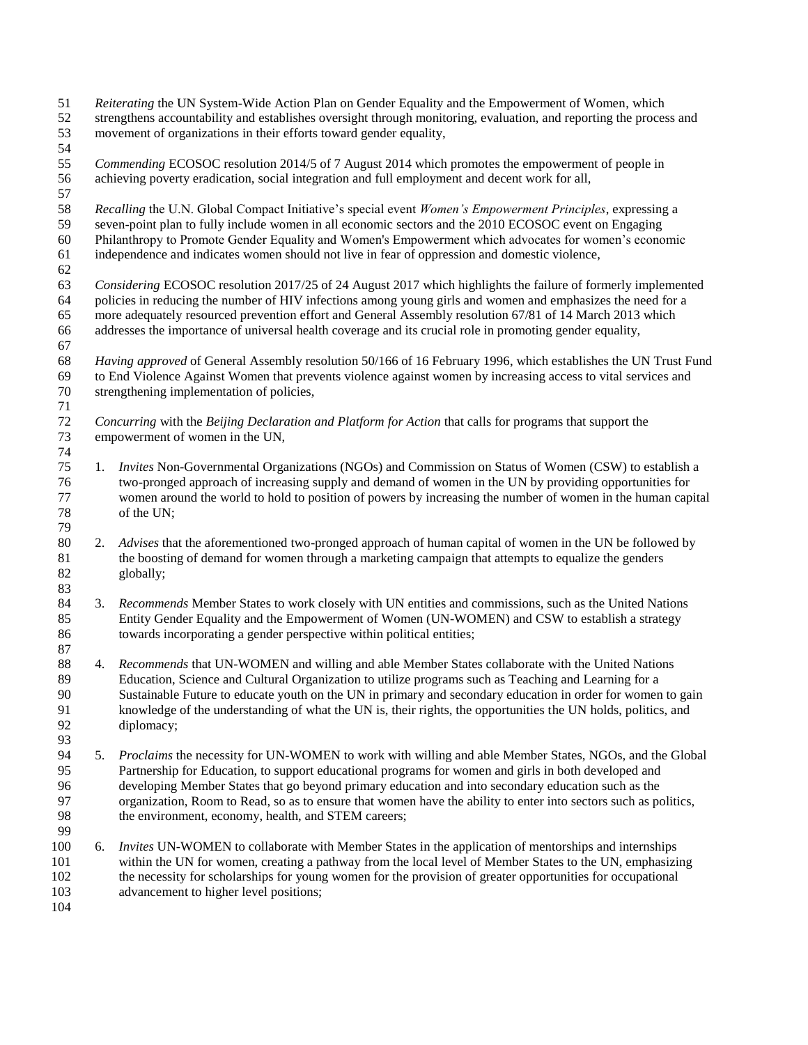*Reiterating* the UN System-Wide Action Plan on Gender Equality and the Empowerment of Women, which strengthens accountability and establishes oversight through monitoring, evaluation, and reporting the process and movement of organizations in their efforts toward gender equality,

*Commending* ECOSOC resolution 2014/5 of 7 August 2014 which promotes the empowerment of people in achieving poverty eradication, social integration and full employment and decent work for all,

*Recalling* the U.N. Global Compact Initiative's special event *Women's Empowerment Principles*, expressing a seven-point plan to fully include women in all economic sectors and the 2010 ECOSOC event on Engaging Philanthropy to Promote Gender Equality and Women's Empowerment which advocates for women's economic independence and indicates women should not live in fear of oppression and domestic violence,

*Considering* ECOSOC resolution 2017/25 of 24 August 2017 which highlights the failure of formerly implemented policies in reducing the number of HIV infections among young girls and women and emphasizes the need for a more adequately resourced prevention effort and General Assembly resolution 67/81 of 14 March 2013 which addresses the importance of universal health coverage and its crucial role in promoting gender equality,

*Having approved* of General Assembly resolution 50/166 of 16 February 1996, which establishes the UN Trust Fund to End Violence Against Women that prevents violence against women by increasing access to vital services and strengthening implementation of policies,

*Concurring* with the *Beijing Declaration and Platform for Action* that calls for programs that support the empowerment of women in the UN,

1. *Invites* Non-Governmental Organizations (NGOs) and Commission on Status of Women (CSW) to establish a two-pronged approach of increasing supply and demand of women in the UN by providing opportunities for women around the world to hold to position of powers by increasing the number of women in the human capital of the UN;

2. *Advises* that the aforementioned two-pronged approach of human capital of women in the UN be followed by the boosting of demand for women through a marketing campaign that attempts to equalize the genders globally;

3. *Recommends* Member States to work closely with UN entities and commissions, such as the United Nations Entity Gender Equality and the Empowerment of Women (UN-WOMEN) and CSW to establish a strategy towards incorporating a gender perspective within political entities;

4. *Recommends* that UN-WOMEN and willing and able Member States collaborate with the United Nations Education, Science and Cultural Organization to utilize programs such as Teaching and Learning for a Sustainable Future to educate youth on the UN in primary and secondary education in order for women to gain knowledge of the understanding of what the UN is, their rights, the opportunities the UN holds, politics, and diplomacy;

5. *Proclaims* the necessity for UN-WOMEN to work with willing and able Member States, NGOs, and the Global Partnership for Education, to support educational programs for women and girls in both developed and developing Member States that go beyond primary education and into secondary education such as the organization, Room to Read, so as to ensure that women have the ability to enter into sectors such as politics, the environment, economy, health, and STEM careers;

6. *Invites* UN-WOMEN to collaborate with Member States in the application of mentorships and internships within the UN for women, creating a pathway from the local level of Member States to the UN, emphasizing the necessity for scholarships for young women for the provision of greater opportunities for occupational advancement to higher level positions;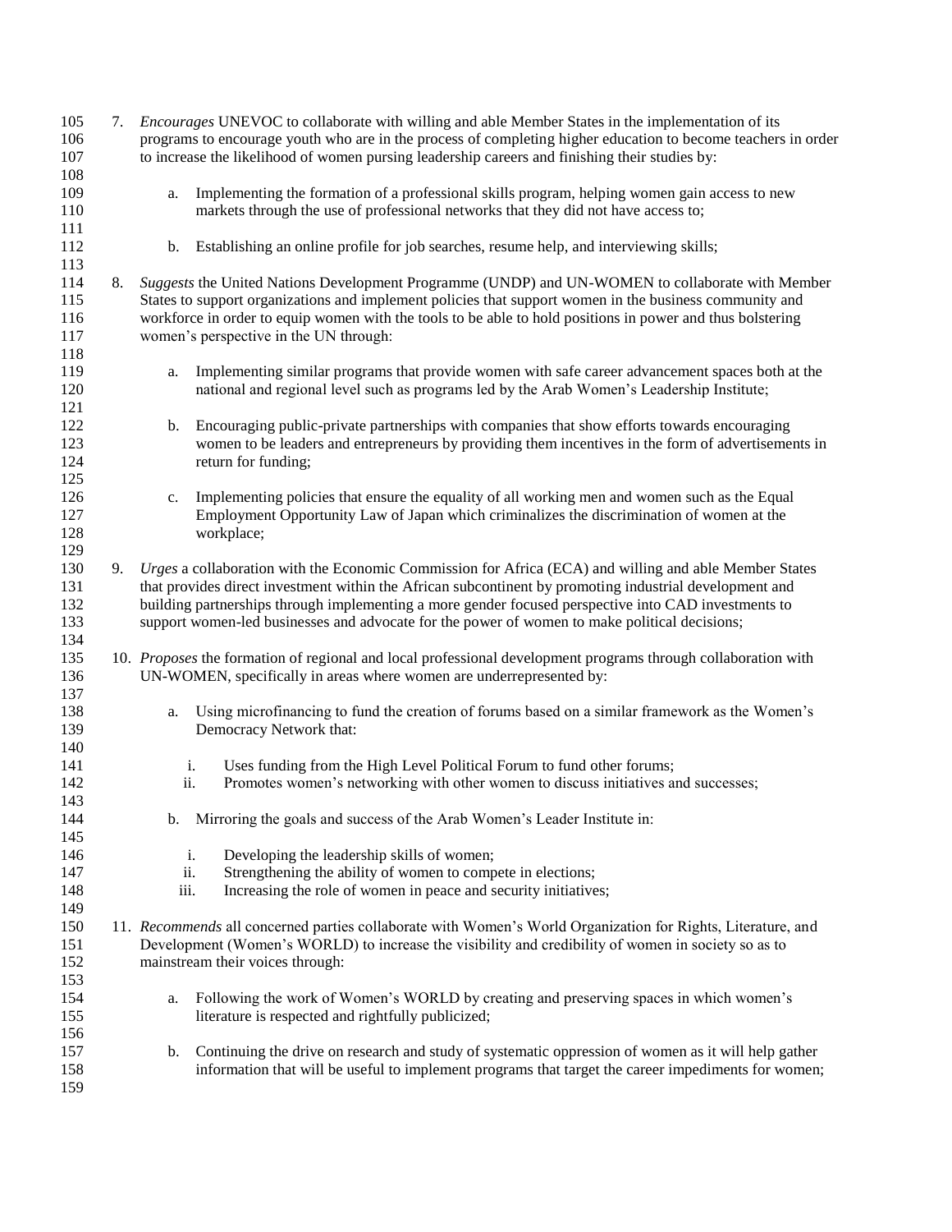7. *Encourages* UNEVOC to collaborate with willing and able Member States in the implementation of its programs to encourage youth who are in the process of completing higher education to become teachers in order to increase the likelihood of women pursing leadership careers and finishing their studies by:

    a. Implementing the formation of a professional skills program, helping women gain access to new markets through the use of professional networks that they did not have access to;

    b. Establishing an online profile for job searches, resume help, and interviewing skills;

8. *Suggests* the United Nations Development Programme (UNDP) and UN-WOMEN to collaborate with Member States to support organizations and implement policies that support women in the business community and workforce in order to equip women with the tools to be able to hold positions in power and thus bolstering women's perspective in the UN through:

    a. Implementing similar programs that provide women with safe career advancement spaces both at the national and regional level such as programs led by the Arab Women's Leadership Institute;

    b. Encouraging public-private partnerships with companies that show efforts towards encouraging women to be leaders and entrepreneurs by providing them incentives in the form of advertisements in return for funding;

    c. Implementing policies that ensure the equality of all working men and women such as the Equal Employment Opportunity Law of Japan which criminalizes the discrimination of women at the workplace;

9. *Urges* a collaboration with the Economic Commission for Africa (ECA) and willing and able Member States that provides direct investment within the African subcontinent by promoting industrial development and building partnerships through implementing a more gender focused perspective into CAD investments to support women-led businesses and advocate for the power of women to make political decisions;

10. *Proposes* the formation of regional and local professional development programs through collaboration with UN-WOMEN, specifically in areas where women are underrepresented by:

    a. Using microfinancing to fund the creation of forums based on a similar framework as the Women's Democracy Network that:

        i. Uses funding from the High Level Political Forum to fund other forums;
        ii. Promotes women's networking with other women to discuss initiatives and successes;

    b. Mirroring the goals and success of the Arab Women's Leader Institute in:

        i. Developing the leadership skills of women;
        ii. Strengthening the ability of women to compete in elections;
        iii. Increasing the role of women in peace and security initiatives;

11. *Recommends* all concerned parties collaborate with Women's World Organization for Rights, Literature, and Development (Women's WORLD) to increase the visibility and credibility of women in society so as to mainstream their voices through:

    a. Following the work of Women's WORLD by creating and preserving spaces in which women's literature is respected and rightfully publicized;

    b. Continuing the drive on research and study of systematic oppression of women as it will help gather information that will be useful to implement programs that target the career impediments for women;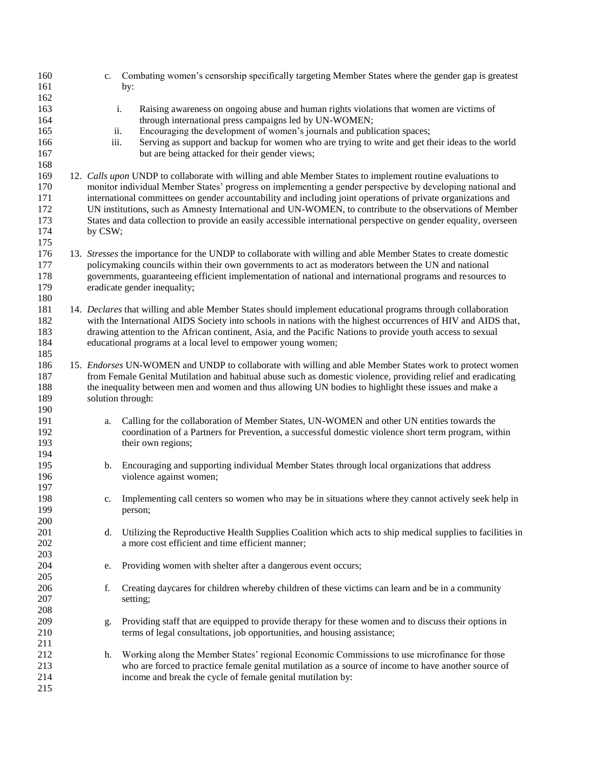c. Combating women's censorship specifically targeting Member States where the gender gap is greatest by:

   i. Raising awareness on ongoing abuse and human rights violations that women are victims of through international press campaigns led by UN-WOMEN;
   ii. Encouraging the development of women's journals and publication spaces;
   iii. Serving as support and backup for women who are trying to write and get their ideas to the world but are being attacked for their gender views;

12. *Calls upon* UNDP to collaborate with willing and able Member States to implement routine evaluations to monitor individual Member States' progress on implementing a gender perspective by developing national and international committees on gender accountability and including joint operations of private organizations and UN institutions, such as Amnesty International and UN-WOMEN, to contribute to the observations of Member States and data collection to provide an easily accessible international perspective on gender equality, overseen by CSW;

13. *Stresses* the importance for the UNDP to collaborate with willing and able Member States to create domestic policymaking councils within their own governments to act as moderators between the UN and national governments, guaranteeing efficient implementation of national and international programs and resources to eradicate gender inequality;

14. *Declares* that willing and able Member States should implement educational programs through collaboration with the International AIDS Society into schools in nations with the highest occurrences of HIV and AIDS that, drawing attention to the African continent, Asia, and the Pacific Nations to provide youth access to sexual educational programs at a local level to empower young women;

15. *Endorses* UN-WOMEN and UNDP to collaborate with willing and able Member States work to protect women from Female Genital Mutilation and habitual abuse such as domestic violence, providing relief and eradicating the inequality between men and women and thus allowing UN bodies to highlight these issues and make a solution through:

    a. Calling for the collaboration of Member States, UN-WOMEN and other UN entities towards the coordination of a Partners for Prevention, a successful domestic violence short term program, within their own regions;

    b. Encouraging and supporting individual Member States through local organizations that address violence against women;

    c. Implementing call centers so women who may be in situations where they cannot actively seek help in person;

    d. Utilizing the Reproductive Health Supplies Coalition which acts to ship medical supplies to facilities in a more cost efficient and time efficient manner;

    e. Providing women with shelter after a dangerous event occurs;

    f. Creating daycares for children whereby children of these victims can learn and be in a community setting;

    g. Providing staff that are equipped to provide therapy for these women and to discuss their options in terms of legal consultations, job opportunities, and housing assistance;

    h. Working along the Member States' regional Economic Commissions to use microfinance for those who are forced to practice female genital mutilation as a source of income to have another source of income and break the cycle of female genital mutilation by: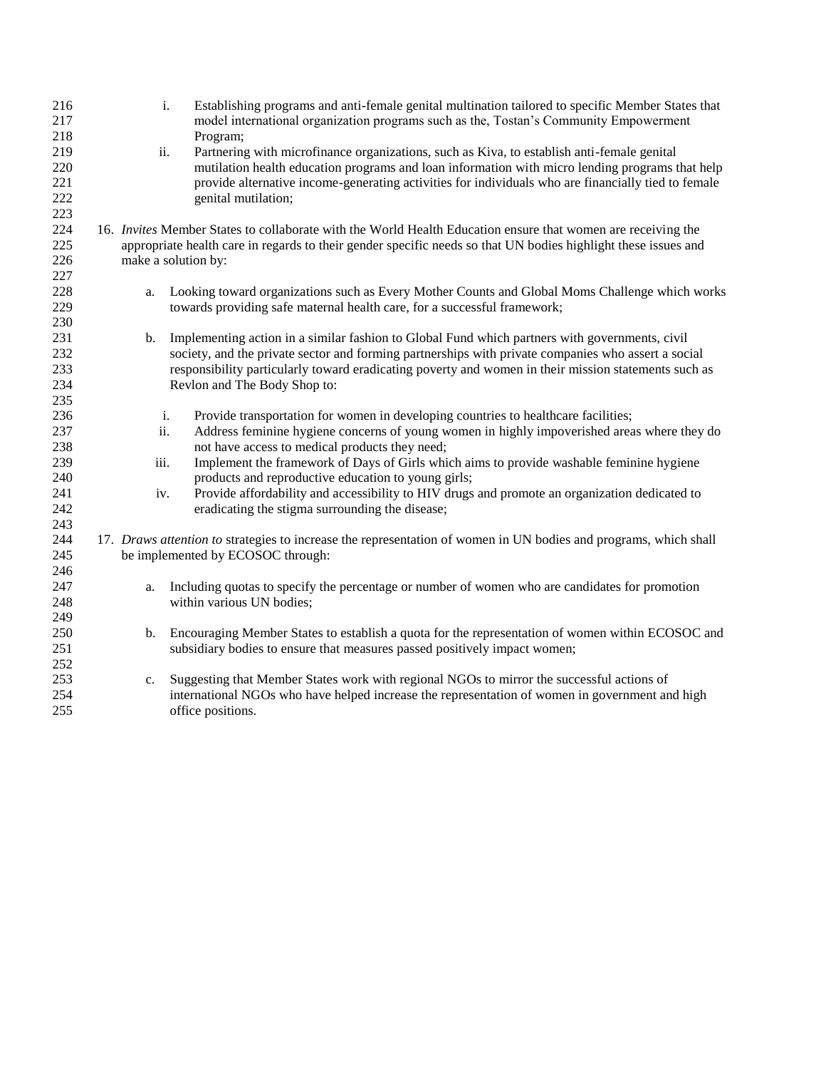i. Establishing programs and anti-female genital multination tailored to specific Member States that model international organization programs such as the, Tostan's Community Empowerment Program;
ii. Partnering with microfinance organizations, such as Kiva, to establish anti-female genital mutilation health education programs and loan information with micro lending programs that help provide alternative income-generating activities for individuals who are financially tied to female genital mutilation;

16. *Invites* Member States to collaborate with the World Health Education ensure that women are receiving the appropriate health care in regards to their gender specific needs so that UN bodies highlight these issues and make a solution by:

    a. Looking toward organizations such as Every Mother Counts and Global Moms Challenge which works towards providing safe maternal health care, for a successful framework;

    b. Implementing action in a similar fashion to Global Fund which partners with governments, civil society, and the private sector and forming partnerships with private companies who assert a social responsibility particularly toward eradicating poverty and women in their mission statements such as Revlon and The Body Shop to:

       i. Provide transportation for women in developing countries to healthcare facilities;
       ii. Address feminine hygiene concerns of young women in highly impoverished areas where they do not have access to medical products they need;
       iii. Implement the framework of Days of Girls which aims to provide washable feminine hygiene products and reproductive education to young girls;
       iv. Provide affordability and accessibility to HIV drugs and promote an organization dedicated to eradicating the stigma surrounding the disease;

17. *Draws attention to* strategies to increase the representation of women in UN bodies and programs, which shall be implemented by ECOSOC through:

    a. Including quotas to specify the percentage or number of women who are candidates for promotion within various UN bodies;

    b. Encouraging Member States to establish a quota for the representation of women within ECOSOC and subsidiary bodies to ensure that measures passed positively impact women;

    c. Suggesting that Member States work with regional NGOs to mirror the successful actions of international NGOs who have helped increase the representation of women in government and high office positions.